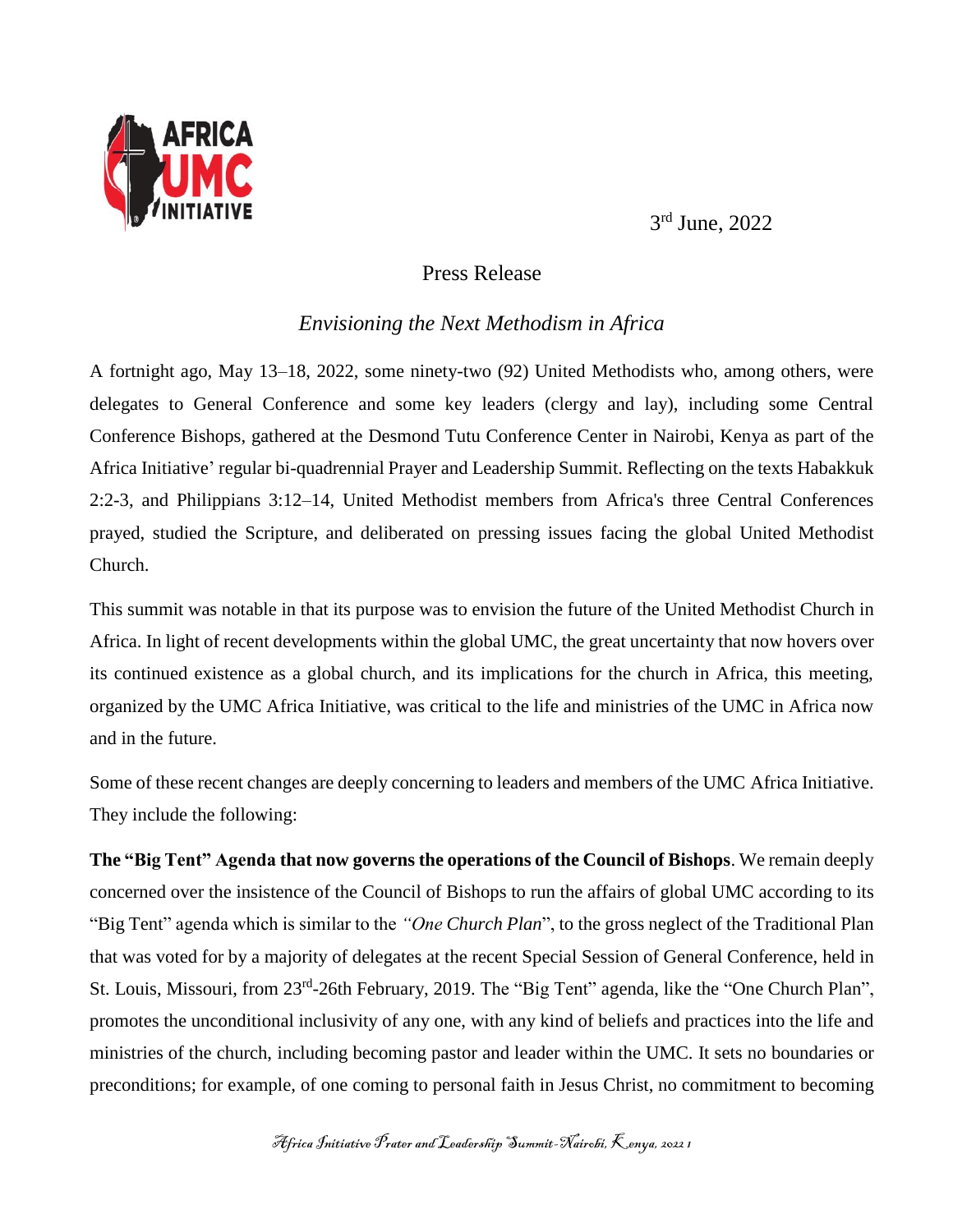AFRICA UMC INITIATIVE

3rd June, 2022

Press Release

*Envisioning the Next Methodism in Africa*

A fortnight ago, May 13–18, 2022, some ninety-two (92) United Methodists who, among others, were delegates to General Conference and some key leaders (clergy and lay), including some Central Conference Bishops, gathered at the Desmond Tutu Conference Center in Nairobi, Kenya as part of the Africa Initiative' regular bi-quadrennial Prayer and Leadership Summit. Reflecting on the texts Habakkuk 2:2-3, and Philippians 3:12–14, United Methodist members from Africa's three Central Conferences prayed, studied the Scripture, and deliberated on pressing issues facing the global United Methodist Church.

This summit was notable in that its purpose was to envision the future of the United Methodist Church in Africa. In light of recent developments within the global UMC, the great uncertainty that now hovers over its continued existence as a global church, and its implications for the church in Africa, this meeting, organized by the UMC Africa Initiative, was critical to the life and ministries of the UMC in Africa now and in the future.

Some of these recent changes are deeply concerning to leaders and members of the UMC Africa Initiative. They include the following:

**The "Big Tent" Agenda that now governs the operations of the Council of Bishops**. We remain deeply concerned over the insistence of the Council of Bishops to run the affairs of global UMC according to its "Big Tent" agenda which is similar to the *"One Church Plan*", to the gross neglect of the Traditional Plan that was voted for by a majority of delegates at the recent Special Session of General Conference, held in St. Louis, Missouri, from 23rd-26th February, 2019. The "Big Tent" agenda, like the "One Church Plan", promotes the unconditional inclusivity of any one, with any kind of beliefs and practices into the life and ministries of the church, including becoming pastor and leader within the UMC. It sets no boundaries or preconditions; for example, of one coming to personal faith in Jesus Christ, no commitment to becoming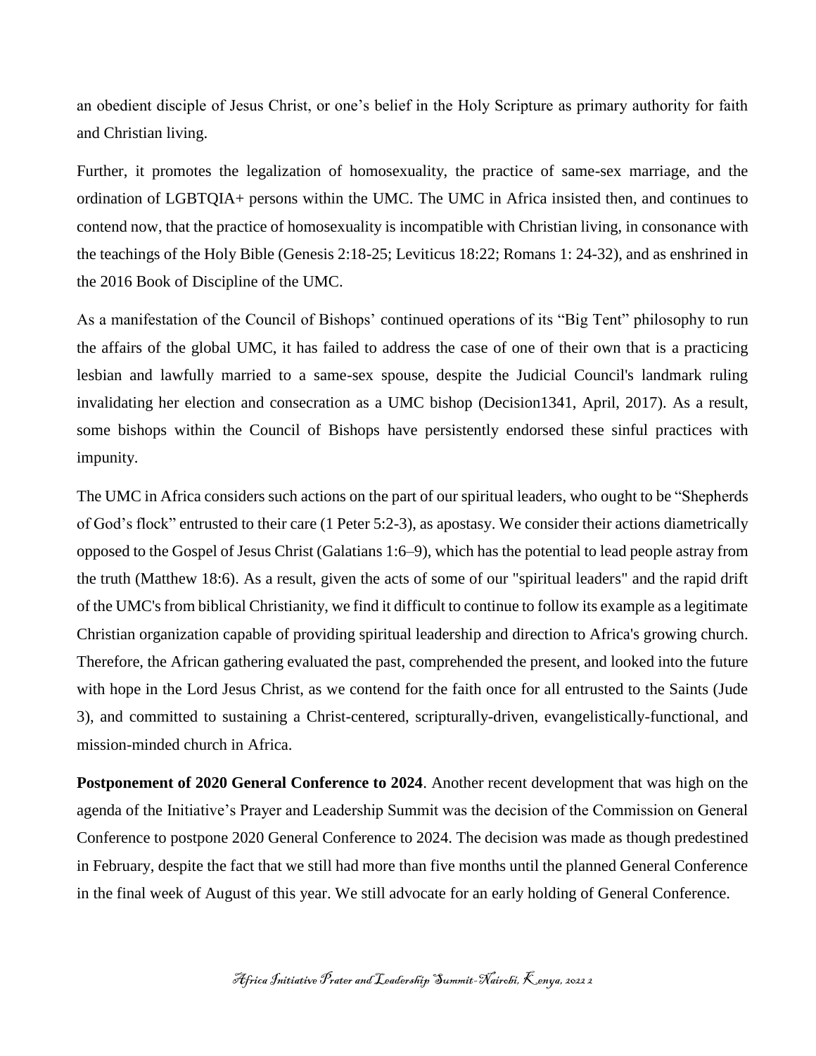an obedient disciple of Jesus Christ, or one's belief in the Holy Scripture as primary authority for faith and Christian living.

Further, it promotes the legalization of homosexuality, the practice of same-sex marriage, and the ordination of LGBTQIA+ persons within the UMC. The UMC in Africa insisted then, and continues to contend now, that the practice of homosexuality is incompatible with Christian living, in consonance with the teachings of the Holy Bible (Genesis 2:18-25; Leviticus 18:22; Romans 1: 24-32), and as enshrined in the 2016 Book of Discipline of the UMC.

As a manifestation of the Council of Bishops' continued operations of its "Big Tent" philosophy to run the affairs of the global UMC, it has failed to address the case of one of their own that is a practicing lesbian and lawfully married to a same-sex spouse, despite the Judicial Council's landmark ruling invalidating her election and consecration as a UMC bishop (Decision1341, April, 2017). As a result, some bishops within the Council of Bishops have persistently endorsed these sinful practices with impunity.

The UMC in Africa considers such actions on the part of our spiritual leaders, who ought to be "Shepherds of God's flock" entrusted to their care (1 Peter 5:2-3), as apostasy. We consider their actions diametrically opposed to the Gospel of Jesus Christ (Galatians 1:6–9), which has the potential to lead people astray from the truth (Matthew 18:6). As a result, given the acts of some of our "spiritual leaders" and the rapid drift of the UMC's from biblical Christianity, we find it difficult to continue to follow its example as a legitimate Christian organization capable of providing spiritual leadership and direction to Africa's growing church. Therefore, the African gathering evaluated the past, comprehended the present, and looked into the future with hope in the Lord Jesus Christ, as we contend for the faith once for all entrusted to the Saints (Jude 3), and committed to sustaining a Christ-centered, scripturally-driven, evangelistically-functional, and mission-minded church in Africa.

**Postponement of 2020 General Conference to 2024**. Another recent development that was high on the agenda of the Initiative's Prayer and Leadership Summit was the decision of the Commission on General Conference to postpone 2020 General Conference to 2024. The decision was made as though predestined in February, despite the fact that we still had more than five months until the planned General Conference in the final week of August of this year. We still advocate for an early holding of General Conference.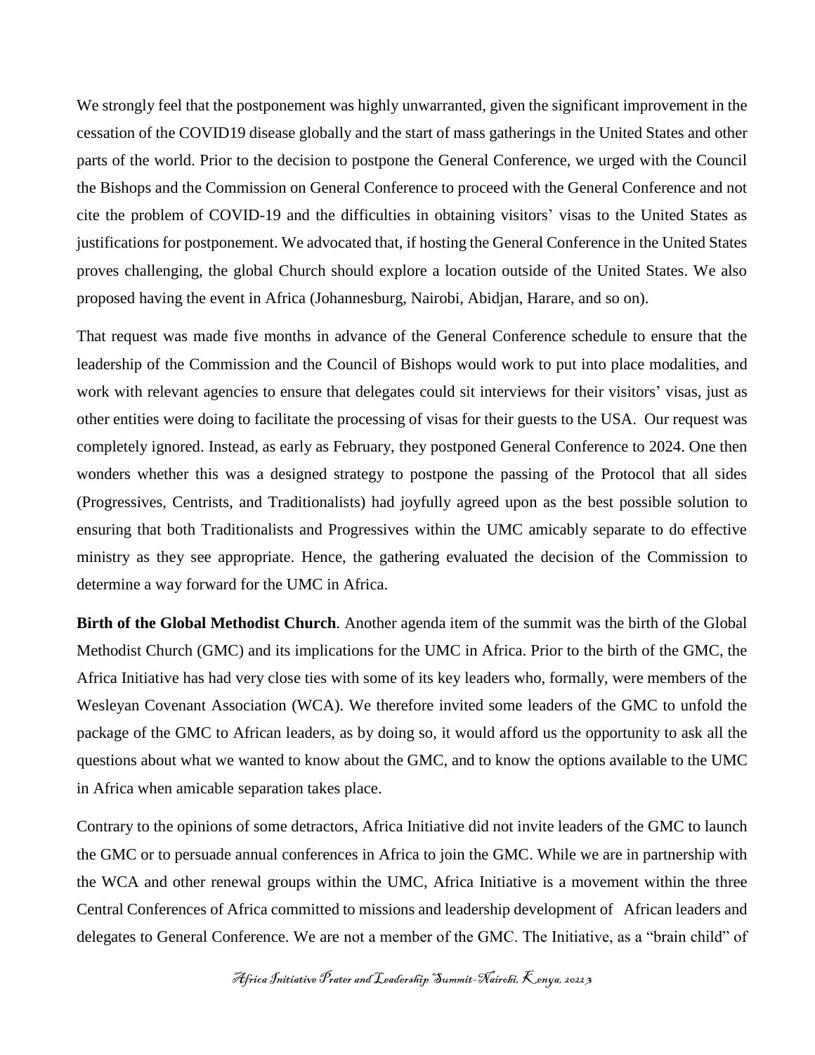We strongly feel that the postponement was highly unwarranted, given the significant improvement in the cessation of the COVID19 disease globally and the start of mass gatherings in the United States and other parts of the world. Prior to the decision to postpone the General Conference, we urged with the Council the Bishops and the Commission on General Conference to proceed with the General Conference and not cite the problem of COVID-19 and the difficulties in obtaining visitors' visas to the United States as justifications for postponement. We advocated that, if hosting the General Conference in the United States proves challenging, the global Church should explore a location outside of the United States. We also proposed having the event in Africa (Johannesburg, Nairobi, Abidjan, Harare, and so on).

That request was made five months in advance of the General Conference schedule to ensure that the leadership of the Commission and the Council of Bishops would work to put into place modalities, and work with relevant agencies to ensure that delegates could sit interviews for their visitors' visas, just as other entities were doing to facilitate the processing of visas for their guests to the USA. Our request was completely ignored. Instead, as early as February, they postponed General Conference to 2024. One then wonders whether this was a designed strategy to postpone the passing of the Protocol that all sides (Progressives, Centrists, and Traditionalists) had joyfully agreed upon as the best possible solution to ensuring that both Traditionalists and Progressives within the UMC amicably separate to do effective ministry as they see appropriate. Hence, the gathering evaluated the decision of the Commission to determine a way forward for the UMC in Africa.

**Birth of the Global Methodist Church**. Another agenda item of the summit was the birth of the Global Methodist Church (GMC) and its implications for the UMC in Africa. Prior to the birth of the GMC, the Africa Initiative has had very close ties with some of its key leaders who, formally, were members of the Wesleyan Covenant Association (WCA). We therefore invited some leaders of the GMC to unfold the package of the GMC to African leaders, as by doing so, it would afford us the opportunity to ask all the questions about what we wanted to know about the GMC, and to know the options available to the UMC in Africa when amicable separation takes place.

Contrary to the opinions of some detractors, Africa Initiative did not invite leaders of the GMC to launch the GMC or to persuade annual conferences in Africa to join the GMC. While we are in partnership with the WCA and other renewal groups within the UMC, Africa Initiative is a movement within the three Central Conferences of Africa committed to missions and leadership development of African leaders and delegates to General Conference. We are not a member of the GMC. The Initiative, as a "brain child" of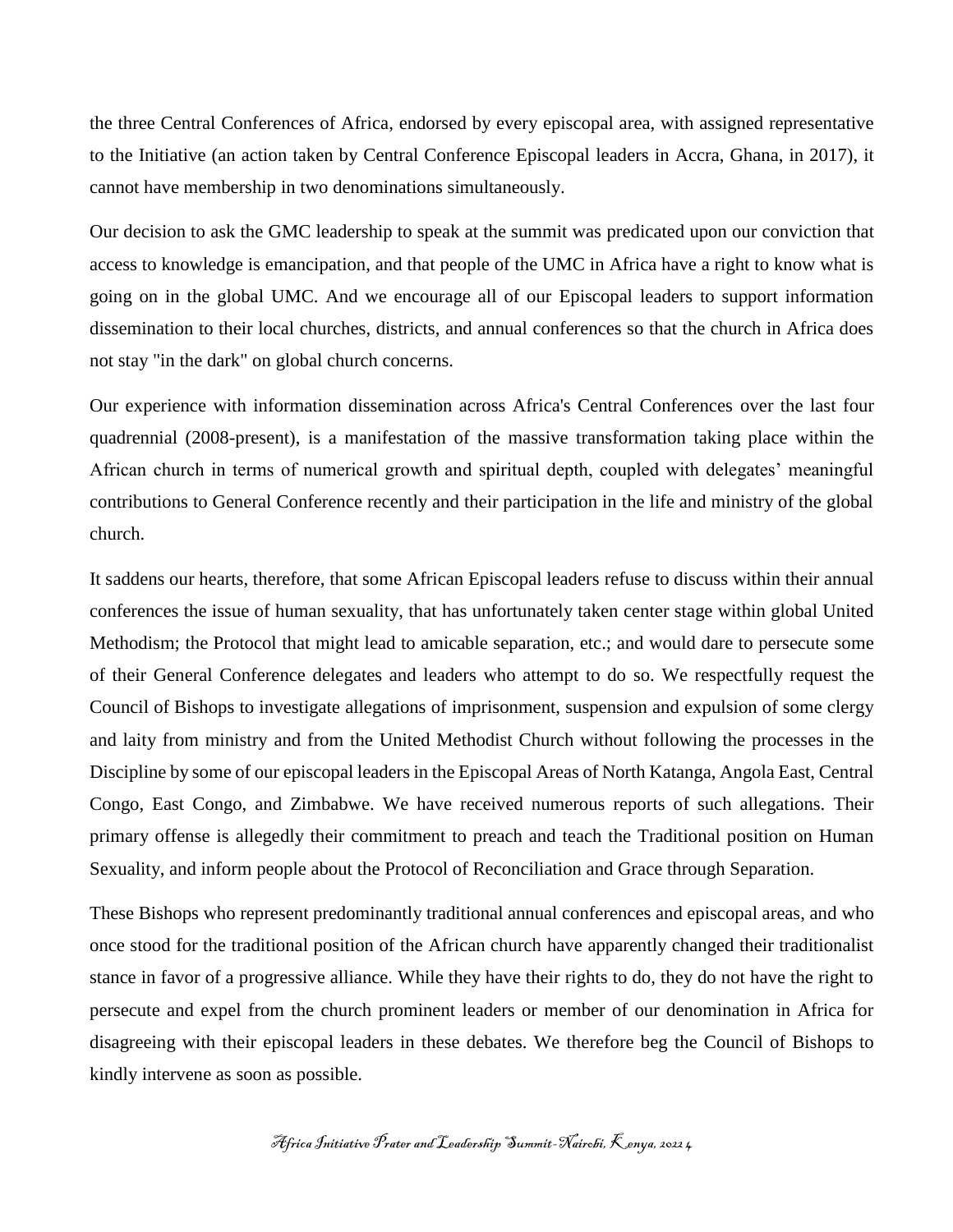the three Central Conferences of Africa, endorsed by every episcopal area, with assigned representative to the Initiative (an action taken by Central Conference Episcopal leaders in Accra, Ghana, in 2017), it cannot have membership in two denominations simultaneously.

Our decision to ask the GMC leadership to speak at the summit was predicated upon our conviction that access to knowledge is emancipation, and that people of the UMC in Africa have a right to know what is going on in the global UMC. And we encourage all of our Episcopal leaders to support information dissemination to their local churches, districts, and annual conferences so that the church in Africa does not stay "in the dark" on global church concerns.

Our experience with information dissemination across Africa's Central Conferences over the last four quadrennial (2008-present), is a manifestation of the massive transformation taking place within the African church in terms of numerical growth and spiritual depth, coupled with delegates' meaningful contributions to General Conference recently and their participation in the life and ministry of the global church.

It saddens our hearts, therefore, that some African Episcopal leaders refuse to discuss within their annual conferences the issue of human sexuality, that has unfortunately taken center stage within global United Methodism; the Protocol that might lead to amicable separation, etc.; and would dare to persecute some of their General Conference delegates and leaders who attempt to do so. We respectfully request the Council of Bishops to investigate allegations of imprisonment, suspension and expulsion of some clergy and laity from ministry and from the United Methodist Church without following the processes in the Discipline by some of our episcopal leaders in the Episcopal Areas of North Katanga, Angola East, Central Congo, East Congo, and Zimbabwe. We have received numerous reports of such allegations. Their primary offense is allegedly their commitment to preach and teach the Traditional position on Human Sexuality, and inform people about the Protocol of Reconciliation and Grace through Separation.

These Bishops who represent predominantly traditional annual conferences and episcopal areas, and who once stood for the traditional position of the African church have apparently changed their traditionalist stance in favor of a progressive alliance. While they have their rights to do, they do not have the right to persecute and expel from the church prominent leaders or member of our denomination in Africa for disagreeing with their episcopal leaders in these debates. We therefore beg the Council of Bishops to kindly intervene as soon as possible.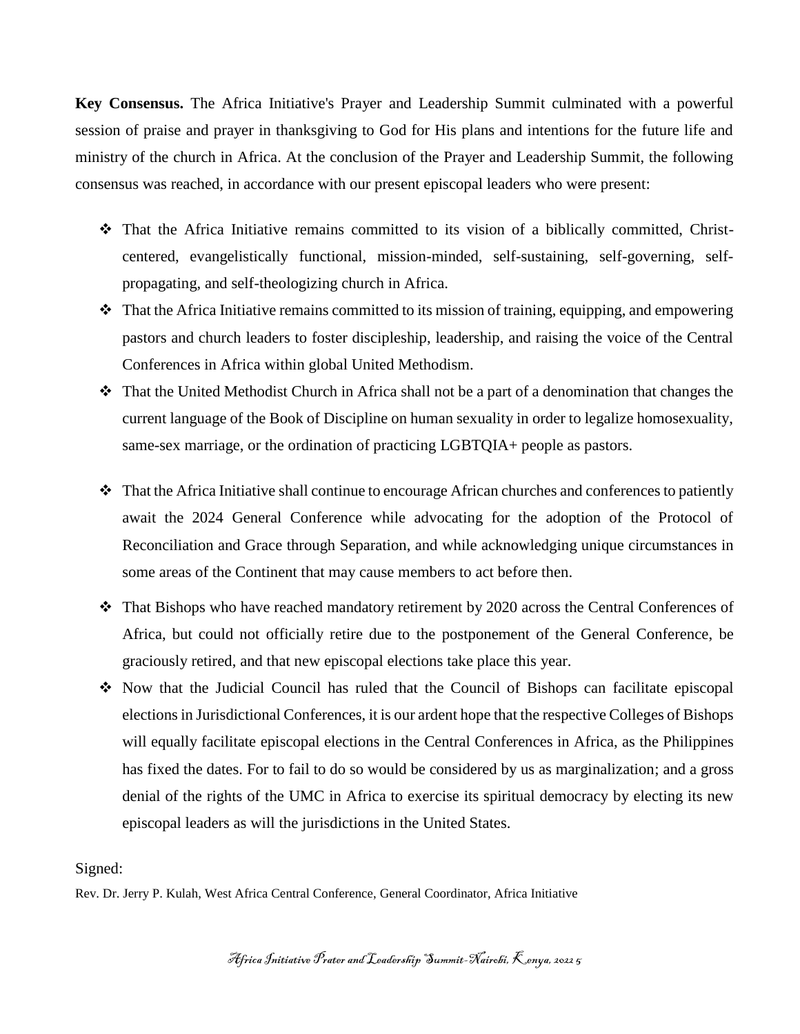**Key Consensus.** The Africa Initiative's Prayer and Leadership Summit culminated with a powerful session of praise and prayer in thanksgiving to God for His plans and intentions for the future life and ministry of the church in Africa. At the conclusion of the Prayer and Leadership Summit, the following consensus was reached, in accordance with our present episcopal leaders who were present:

- That the Africa Initiative remains committed to its vision of a biblically committed, Christ-centered, evangelistically functional, mission-minded, self-sustaining, self-governing, self-propagating, and self-theologizing church in Africa.
- That the Africa Initiative remains committed to its mission of training, equipping, and empowering pastors and church leaders to foster discipleship, leadership, and raising the voice of the Central Conferences in Africa within global United Methodism.
- That the United Methodist Church in Africa shall not be a part of a denomination that changes the current language of the Book of Discipline on human sexuality in order to legalize homosexuality, same-sex marriage, or the ordination of practicing LGBTQIA+ people as pastors.
- That the Africa Initiative shall continue to encourage African churches and conferences to patiently await the 2024 General Conference while advocating for the adoption of the Protocol of Reconciliation and Grace through Separation, and while acknowledging unique circumstances in some areas of the Continent that may cause members to act before then.
- That Bishops who have reached mandatory retirement by 2020 across the Central Conferences of Africa, but could not officially retire due to the postponement of the General Conference, be graciously retired, and that new episcopal elections take place this year.
- Now that the Judicial Council has ruled that the Council of Bishops can facilitate episcopal elections in Jurisdictional Conferences, it is our ardent hope that the respective Colleges of Bishops will equally facilitate episcopal elections in the Central Conferences in Africa, as the Philippines has fixed the dates. For to fail to do so would be considered by us as marginalization; and a gross denial of the rights of the UMC in Africa to exercise its spiritual democracy by electing its new episcopal leaders as will the jurisdictions in the United States.

Signed:

Rev. Dr. Jerry P. Kulah, West Africa Central Conference, General Coordinator, Africa Initiative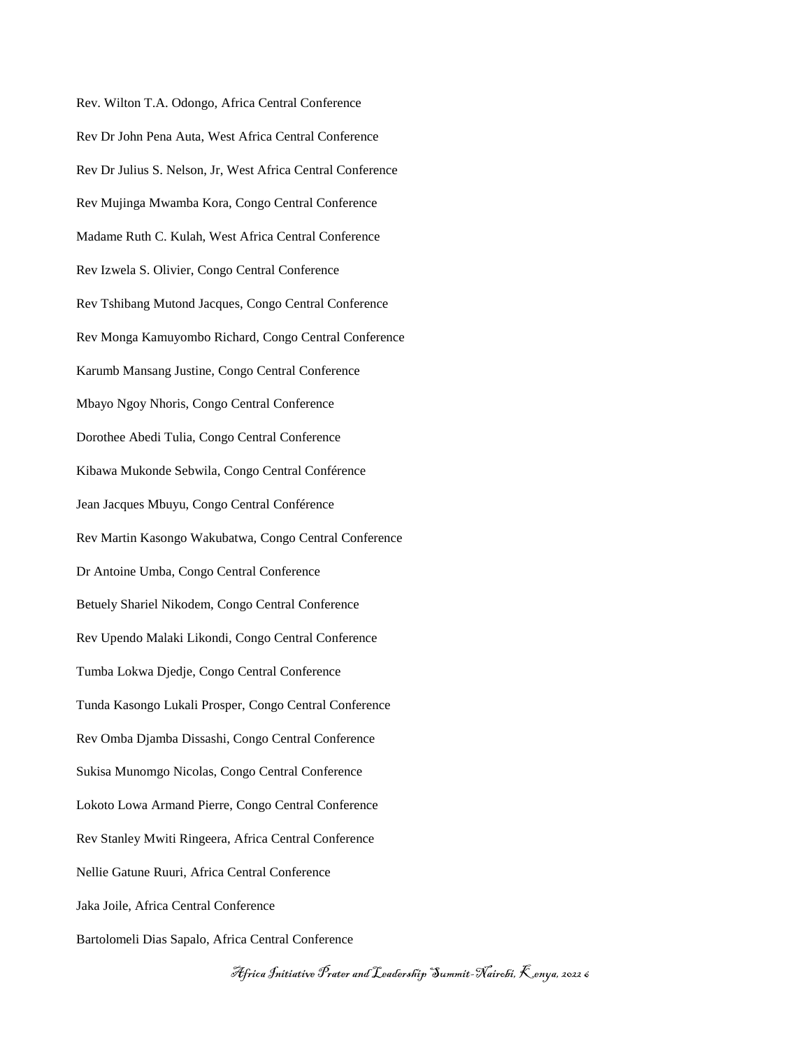Rev. Wilton T.A. Odongo, Africa Central Conference

Rev Dr John Pena Auta, West Africa Central Conference

Rev Dr Julius S. Nelson, Jr, West Africa Central Conference

Rev Mujinga Mwamba Kora, Congo Central Conference

Madame Ruth C. Kulah, West Africa Central Conference

Rev Izwela S. Olivier, Congo Central Conference

Rev Tshibang Mutond Jacques, Congo Central Conference

Rev Monga Kamuyombo Richard, Congo Central Conference

Karumb Mansang Justine, Congo Central Conference

Mbayo Ngoy Nhoris, Congo Central Conference

Dorothee Abedi Tulia, Congo Central Conference

Kibawa Mukonde Sebwila, Congo Central Conférence

Jean Jacques Mbuyu, Congo Central Conférence

Rev Martin Kasongo Wakubatwa, Congo Central Conference

Dr Antoine Umba, Congo Central Conference

Betuely Shariel Nikodem, Congo Central Conference

Rev Upendo Malaki Likondi, Congo Central Conference

Tumba Lokwa Djedje, Congo Central Conference

Tunda Kasongo Lukali Prosper, Congo Central Conference

Rev Omba Djamba Dissashi, Congo Central Conference

Sukisa Munomgo Nicolas, Congo Central Conference

Lokoto Lowa Armand Pierre, Congo Central Conference

Rev Stanley Mwiti Ringeera, Africa Central Conference

Nellie Gatune Ruuri, Africa Central Conference

Jaka Joile, Africa Central Conference

Bartolomeli Dias Sapalo, Africa Central Conference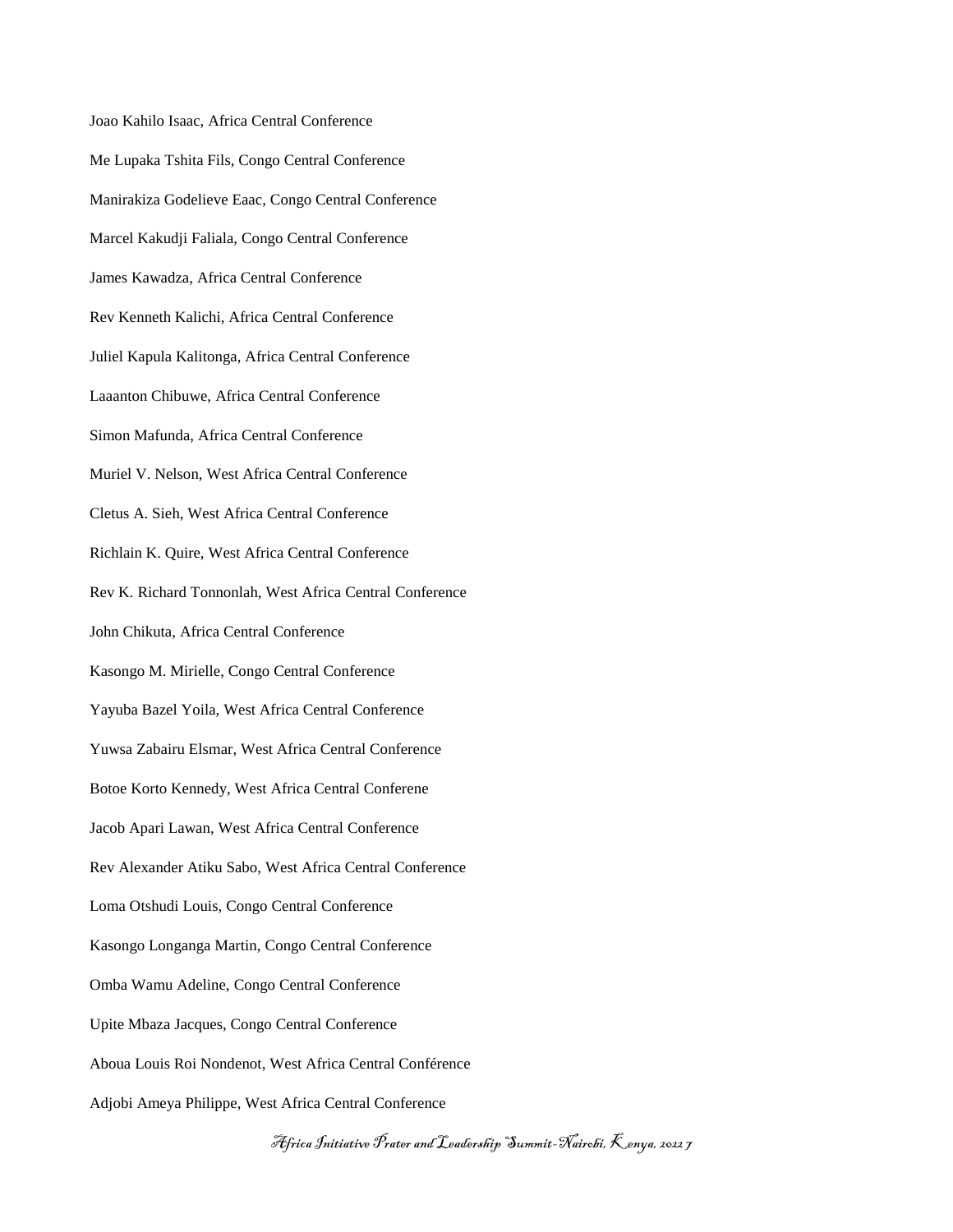Joao Kahilo Isaac, Africa Central Conference

Me Lupaka Tshita Fils, Congo Central Conference

Manirakiza Godelieve Eaac, Congo Central Conference

Marcel Kakudji Faliala, Congo Central Conference

James Kawadza, Africa Central Conference

Rev Kenneth Kalichi, Africa Central Conference

Juliel Kapula Kalitonga, Africa Central Conference

Laaanton Chibuwe, Africa Central Conference

Simon Mafunda, Africa Central Conference

Muriel V. Nelson, West Africa Central Conference

Cletus A. Sieh, West Africa Central Conference

Richlain K. Quire, West Africa Central Conference

Rev K. Richard Tonnonlah, West Africa Central Conference

John Chikuta, Africa Central Conference

Kasongo M. Mirielle, Congo Central Conference

Yayuba Bazel Yoila, West Africa Central Conference

Yuwsa Zabairu Elsmar, West Africa Central Conference

Botoe Korto Kennedy, West Africa Central Conferene

Jacob Apari Lawan, West Africa Central Conference

Rev Alexander Atiku Sabo, West Africa Central Conference

Loma Otshudi Louis, Congo Central Conference

Kasongo Longanga Martin, Congo Central Conference

Omba Wamu Adeline, Congo Central Conference

Upite Mbaza Jacques, Congo Central Conference

Aboua Louis Roi Nondenot, West Africa Central Conférence

Adjobi Ameya Philippe, West Africa Central Conference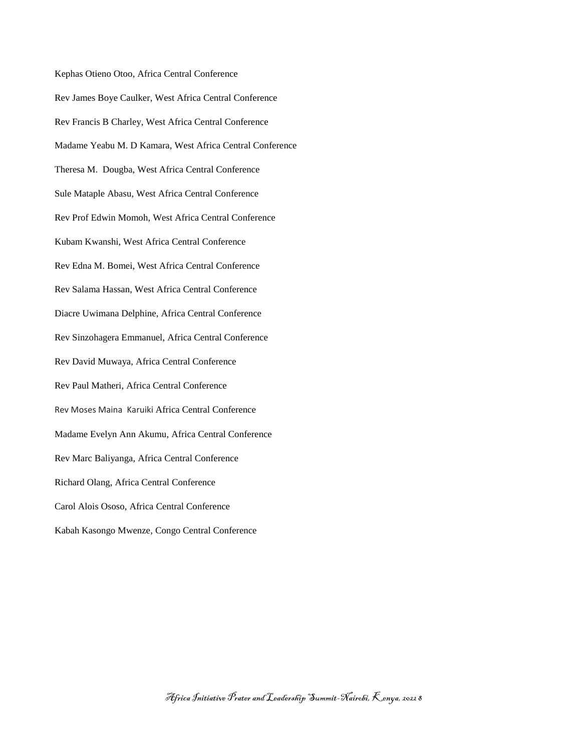Kephas Otieno Otoo, Africa Central Conference

Rev James Boye Caulker, West Africa Central Conference

Rev Francis B Charley, West Africa Central Conference

Madame Yeabu M. D Kamara, West Africa Central Conference

Theresa M. Dougba, West Africa Central Conference

Sule Mataple Abasu, West Africa Central Conference

Rev Prof Edwin Momoh, West Africa Central Conference

Kubam Kwanshi, West Africa Central Conference

Rev Edna M. Bomei, West Africa Central Conference

Rev Salama Hassan, West Africa Central Conference

Diacre Uwimana Delphine, Africa Central Conference

Rev Sinzohagera Emmanuel, Africa Central Conference

Rev David Muwaya, Africa Central Conference

Rev Paul Matheri, Africa Central Conference

Rev Moses Maina Karuiki Africa Central Conference

Madame Evelyn Ann Akumu, Africa Central Conference

Rev Marc Baliyanga, Africa Central Conference

Richard Olang, Africa Central Conference

Carol Alois Ososo, Africa Central Conference

Kabah Kasongo Mwenze, Congo Central Conference